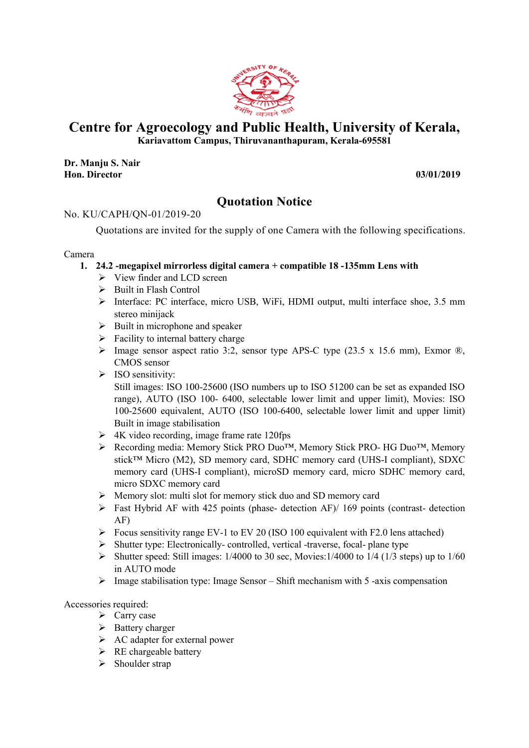# Centre for Agroecology and Public Health, University of Kerala,

**Kariavattom Campus, Thiruvananthapuram, Kerala-695581**

**Dr. Manju S. Nair**
**Hon. Director** **03/01/2019**

## Quotation Notice

No. KU/CAPH/QN-01/2019-20

Quotations are invited for the supply of one Camera with the following specifications.

Camera

1. **24.2 -megapixel mirrorless digital camera + compatible 18 -135mm Lens with**
   - View finder and LCD screen
   - Built in Flash Control
   - Interface: PC interface, micro USB, WiFi, HDMI output, multi interface shoe, 3.5 mm stereo minijack
   - Built in microphone and speaker
   - Facility to internal battery charge
   - Image sensor aspect ratio 3:2, sensor type APS-C type (23.5 x 15.6 mm), Exmor ®, CMOS sensor
   - ISO sensitivity:
     Still images: ISO 100-25600 (ISO numbers up to ISO 51200 can be set as expanded ISO range), AUTO (ISO 100- 6400, selectable lower limit and upper limit), Movies: ISO 100-25600 equivalent, AUTO (ISO 100-6400, selectable lower limit and upper limit) Built in image stabilisation
   - 4K video recording, image frame rate 120fps
   - Recording media: Memory Stick PRO Duo™, Memory Stick PRO- HG Duo™, Memory stick™ Micro (M2), SD memory card, SDHC memory card (UHS-I compliant), SDXC memory card (UHS-I compliant), microSD memory card, micro SDHC memory card, micro SDXC memory card
   - Memory slot: multi slot for memory stick duo and SD memory card
   - Fast Hybrid AF with 425 points (phase- detection AF)/ 169 points (contrast- detection AF)
   - Focus sensitivity range EV-1 to EV 20 (ISO 100 equivalent with F2.0 lens attached)
   - Shutter type: Electronically- controlled, vertical -traverse, focal- plane type
   - Shutter speed: Still images: 1/4000 to 30 sec, Movies:1/4000 to 1/4 (1/3 steps) up to 1/60 in AUTO mode
   - Image stabilisation type: Image Sensor – Shift mechanism with 5 -axis compensation

Accessories required:

- Carry case
- Battery charger
- AC adapter for external power
- RE chargeable battery
- Shoulder strap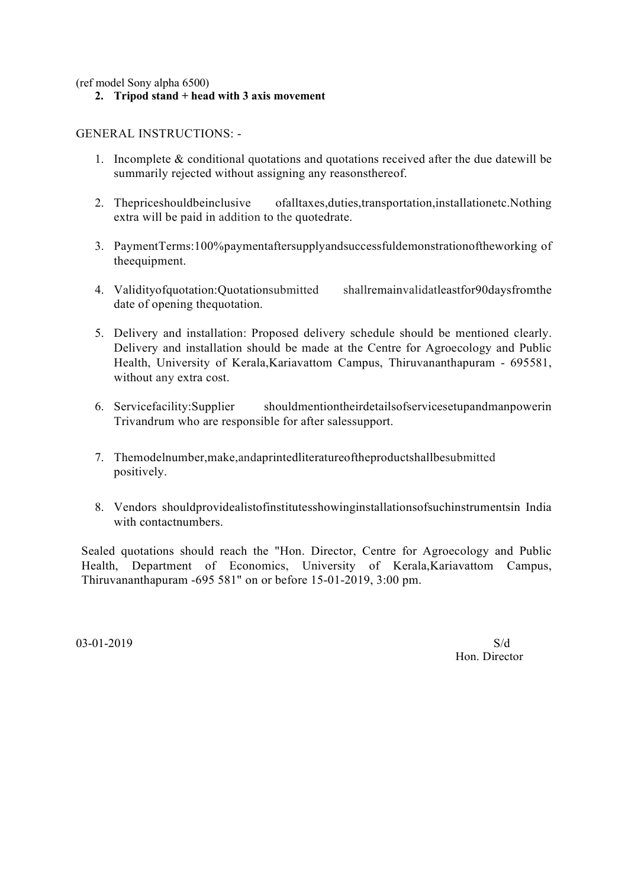(ref model Sony alpha 6500)

2. **Tripod stand + head with 3 axis movement**

GENERAL INSTRUCTIONS: -

1. Incomplete & conditional quotations and quotations received after the due datewill be summarily rejected without assigning any reasonsthereof.

2. Thepriceshouldbeinclusive ofalltaxes,duties,transportation,installationetc.Nothing extra will be paid in addition to the quotedrate.

3. PaymentTerms:100%paymentaftersupplyandsuccessfuldemonstrationoftheworking of theequipment.

4. Validityofquotation:Quotationsubmitted shallremainvalidatleastfor90daysfromthe date of opening thequotation.

5. Delivery and installation: Proposed delivery schedule should be mentioned clearly. Delivery and installation should be made at the Centre for Agroecology and Public Health, University of Kerala,Kariavattom Campus, Thiruvananthapuram - 695581, without any extra cost.

6. Servicefacility:Supplier shouldmentiontheirdetailsofservicesetupandmanpowerin Trivandrum who are responsible for after salessupport.

7. Themodelnumber,make,andaprintedliteratureoftheproductshallbesubmitted positively.

8. Vendors shouldprovidealistofinstitutesshowinginstallationsofsuchinstrumentsin India with contactnumbers.

Sealed quotations should reach the "Hon. Director, Centre for Agroecology and Public Health, Department of Economics, University of Kerala,Kariavattom Campus, Thiruvananthapuram -695 581" on or before 15-01-2019, 3:00 pm.

03-01-2019

S/d
Hon. Director